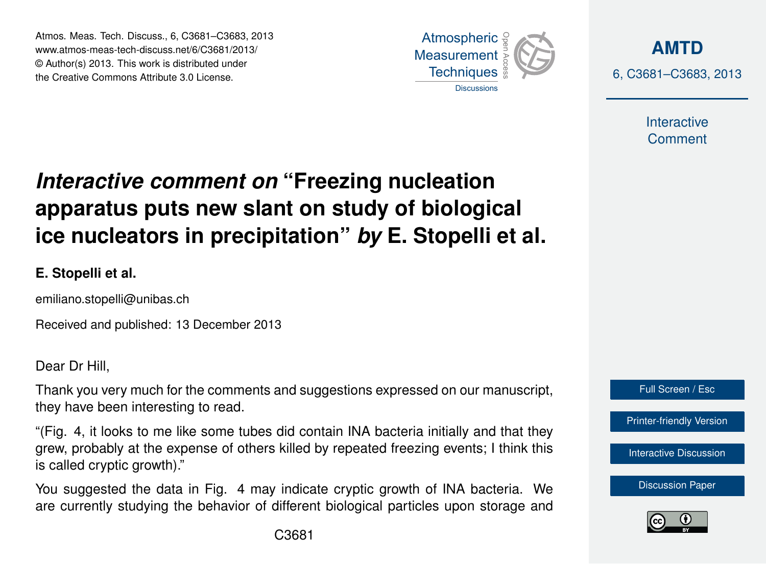# *Interactive comment on* "Freezing nucleation apparatus puts new slant on study of biological ice nucleators in precipitation" *by* E. Stopelli et al.

**E. Stopelli et al.**

emiliano.stopelli@unibas.ch

Received and published: 13 December 2013

Dear Dr Hill,

Thank you very much for the comments and suggestions expressed on our manuscript, they have been interesting to read.

"(Fig. 4, it looks to me like some tubes did contain INA bacteria initially and that they grew, probably at the expense of others killed by repeated freezing events; I think this is called cryptic growth)."

You suggested the data in Fig. 4 may indicate cryptic growth of INA bacteria. We are currently studying the behavior of different biological particles upon storage and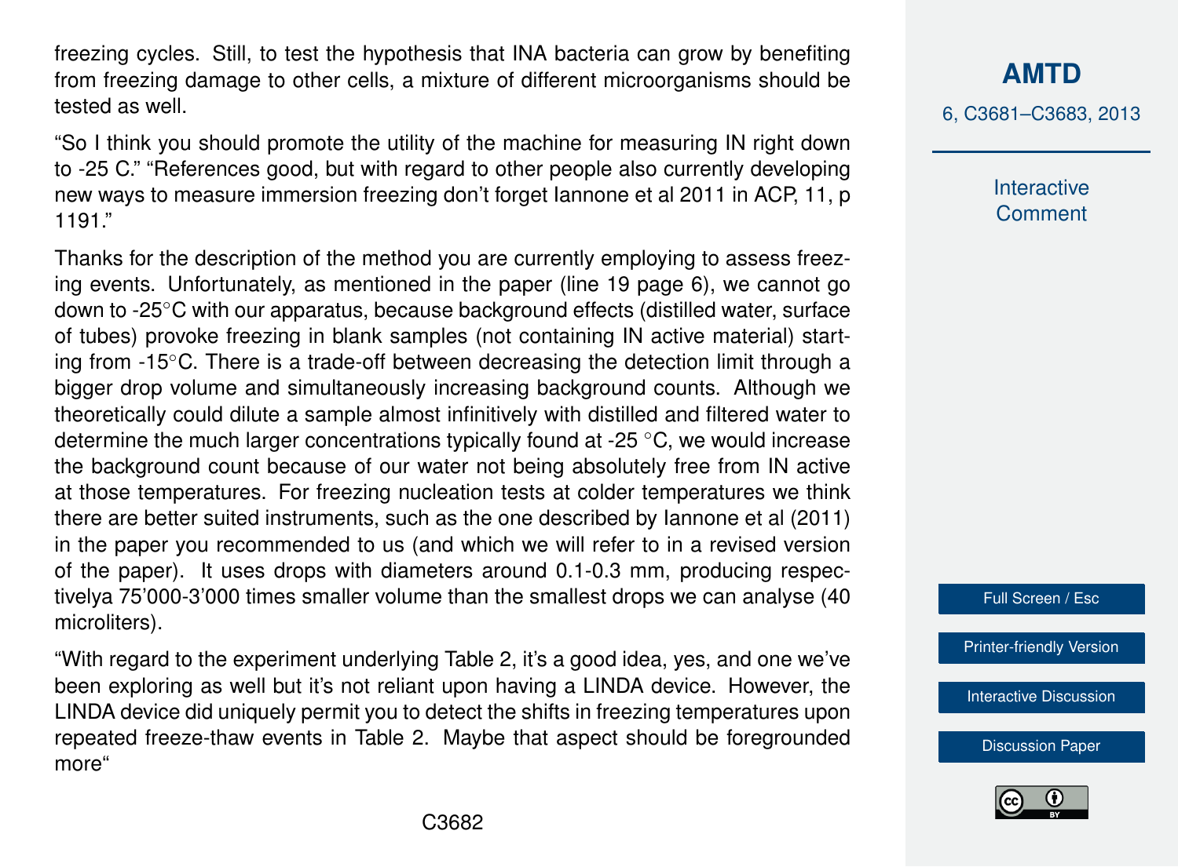freezing cycles. Still, to test the hypothesis that INA bacteria can grow by benefiting from freezing damage to other cells, a mixture of different microorganisms should be tested as well.

“So I think you should promote the utility of the machine for measuring IN right down to -25 C.” “References good, but with regard to other people also currently developing new ways to measure immersion freezing don’t forget Iannone et al 2011 in ACP, 11, p 1191.”

Thanks for the description of the method you are currently employing to assess freezing events. Unfortunately, as mentioned in the paper (line 19 page 6), we cannot go down to -25°C with our apparatus, because background effects (distilled water, surface of tubes) provoke freezing in blank samples (not containing IN active material) starting from -15°C. There is a trade-off between decreasing the detection limit through a bigger drop volume and simultaneously increasing background counts. Although we theoretically could dilute a sample almost infinitively with distilled and filtered water to determine the much larger concentrations typically found at -25 °C, we would increase the background count because of our water not being absolutely free from IN active at those temperatures. For freezing nucleation tests at colder temperatures we think there are better suited instruments, such as the one described by Iannone et al (2011) in the paper you recommended to us (and which we will refer to in a revised version of the paper). It uses drops with diameters around 0.1-0.3 mm, producing respectivelya 75’000-3’000 times smaller volume than the smallest drops we can analyse (40 microliters).

“With regard to the experiment underlying Table 2, it’s a good idea, yes, and one we’ve been exploring as well but it’s not reliant upon having a LINDA device. However, the LINDA device did uniquely permit you to detect the shifts in freezing temperatures upon repeated freeze-thaw events in Table 2. Maybe that aspect should be foregrounded more“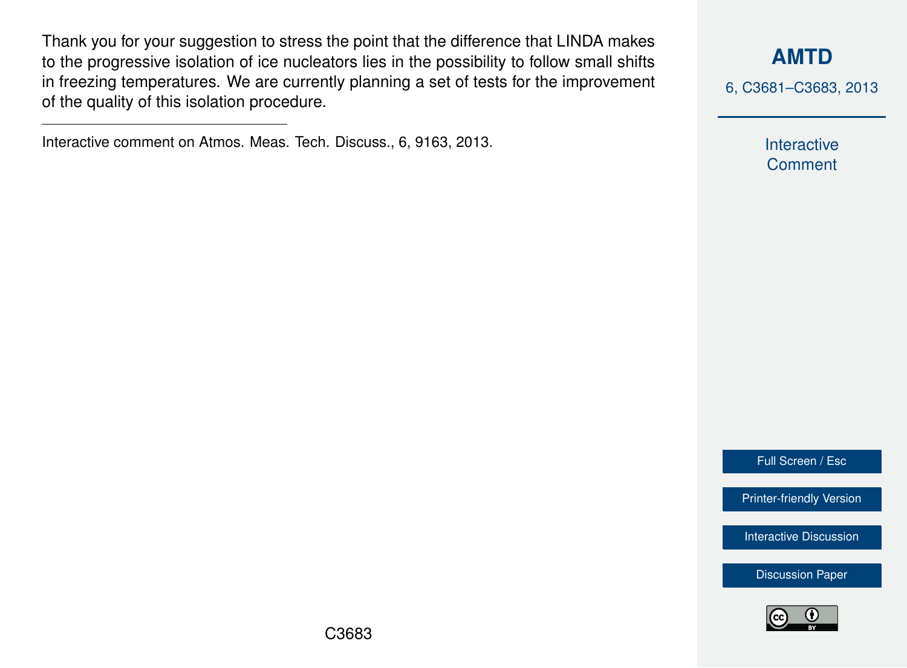Thank you for your suggestion to stress the point that the difference that LINDA makes to the progressive isolation of ice nucleators lies in the possibility to follow small shifts in freezing temperatures. We are currently planning a set of tests for the improvement of the quality of this isolation procedure.

---

Interactive comment on Atmos. Meas. Tech. Discuss., 6, 9163, 2013.